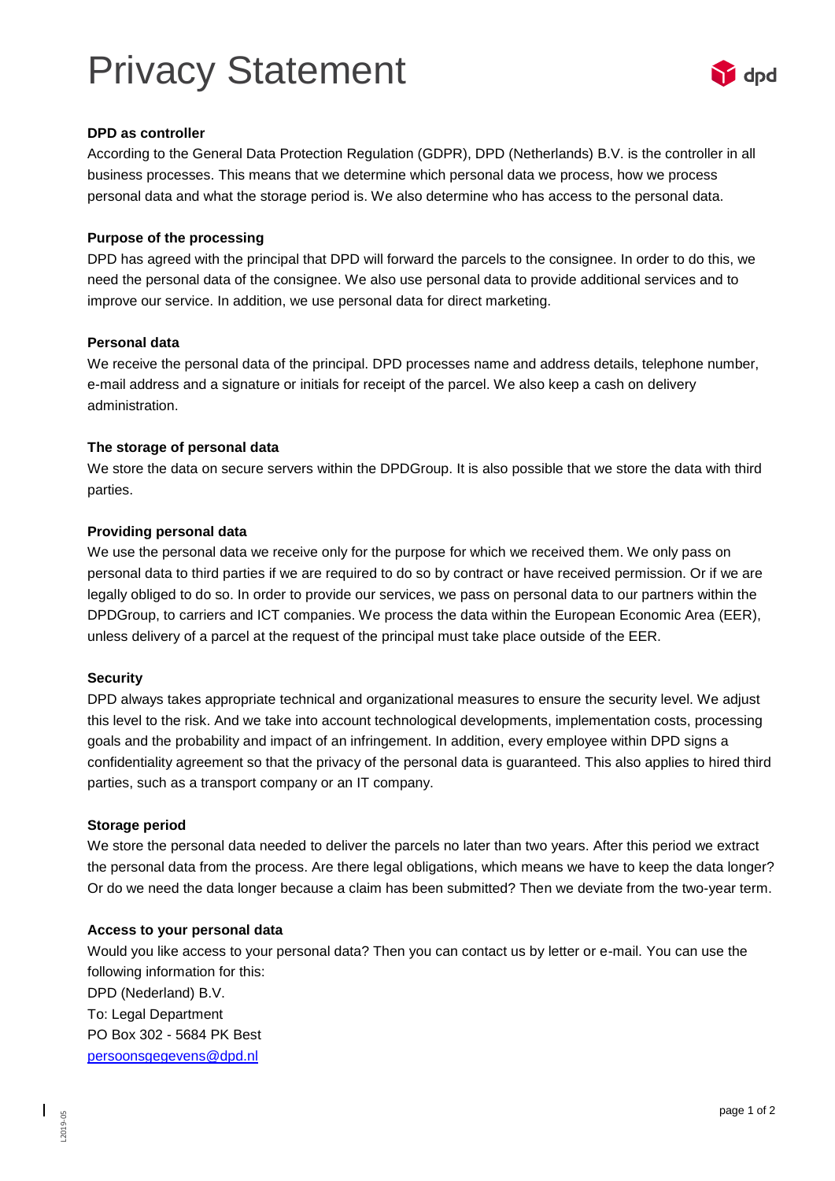# Privacy Statement

**DPD as controller**

According to the General Data Protection Regulation (GDPR), DPD (Netherlands) B.V. is the controller in all business processes. This means that we determine which personal data we process, how we process personal data and what the storage period is. We also determine who has access to the personal data.

**Purpose of the processing**

DPD has agreed with the principal that DPD will forward the parcels to the consignee. In order to do this, we need the personal data of the consignee. We also use personal data to provide additional services and to improve our service. In addition, we use personal data for direct marketing.

**Personal data**

We receive the personal data of the principal. DPD processes name and address details, telephone number, e-mail address and a signature or initials for receipt of the parcel. We also keep a cash on delivery administration.

**The storage of personal data**

We store the data on secure servers within the DPDGroup. It is also possible that we store the data with third parties.

**Providing personal data**

We use the personal data we receive only for the purpose for which we received them. We only pass on personal data to third parties if we are required to do so by contract or have received permission. Or if we are legally obliged to do so. In order to provide our services, we pass on personal data to our partners within the DPDGroup, to carriers and ICT companies. We process the data within the European Economic Area (EER), unless delivery of a parcel at the request of the principal must take place outside of the EER.

**Security**

DPD always takes appropriate technical and organizational measures to ensure the security level. We adjust this level to the risk. And we take into account technological developments, implementation costs, processing goals and the probability and impact of an infringement. In addition, every employee within DPD signs a confidentiality agreement so that the privacy of the personal data is guaranteed. This also applies to hired third parties, such as a transport company or an IT company.

**Storage period**

We store the personal data needed to deliver the parcels no later than two years. After this period we extract the personal data from the process. Are there legal obligations, which means we have to keep the data longer? Or do we need the data longer because a claim has been submitted? Then we deviate from the two-year term.

**Access to your personal data**

Would you like access to your personal data? Then you can contact us by letter or e-mail. You can use the following information for this:
DPD (Nederland) B.V.
To: Legal Department
PO Box 302 - 5684 PK Best
persoonsgegevens@dpd.nl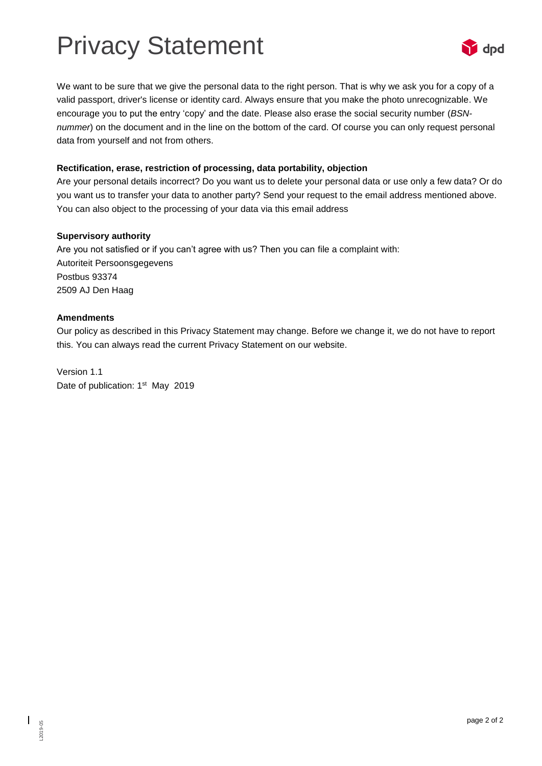# Privacy Statement

We want to be sure that we give the personal data to the right person. That is why we ask you for a copy of a valid passport, driver's license or identity card. Always ensure that you make the photo unrecognizable. We encourage you to put the entry 'copy' and the date. Please also erase the social security number (*BSN-nummer*) on the document and in the line on the bottom of the card. Of course you can only request personal data from yourself and not from others.

**Rectification, erase, restriction of processing, data portability, objection**

Are your personal details incorrect? Do you want us to delete your personal data or use only a few data? Or do you want us to transfer your data to another party? Send your request to the email address mentioned above. You can also object to the processing of your data via this email address

**Supervisory authority**

Are you not satisfied or if you can't agree with us? Then you can file a complaint with:
Autoriteit Persoonsgegevens
Postbus 93374
2509 AJ Den Haag

**Amendments**

Our policy as described in this Privacy Statement may change. Before we change it, we do not have to report this. You can always read the current Privacy Statement on our website.

Version 1.1
Date of publication: 1st May 2019